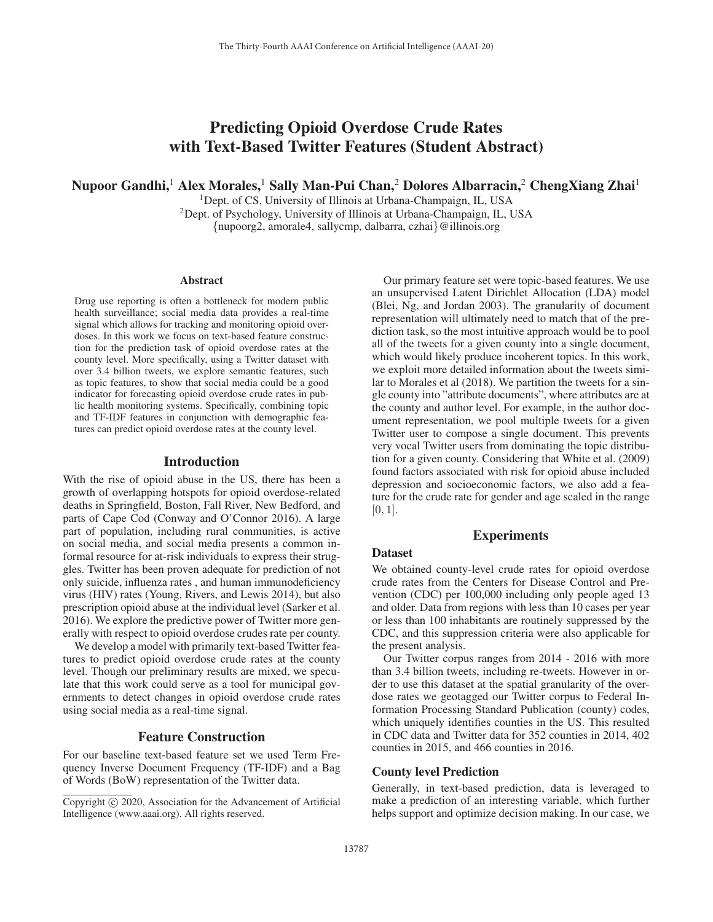# Predicting Opioid Overdose Crude Rates with Text-Based Twitter Features (Student Abstract)

**Nupoor Gandhi,[1] Alex Morales,[1] Sally Man-Pui Chan,[2] Dolores Albarracin,[2] ChengXiang Zhai[1]**

[1]Dept. of CS, University of Illinois at Urbana-Champaign, IL, USA
[2]Dept. of Psychology, University of Illinois at Urbana-Champaign, IL, USA
{nupoorg2, amorale4, sallycmp, dalbarra, czhai}@illinois.org

## Abstract

Drug use reporting is often a bottleneck for modern public health surveillance; social media data provides a real-time signal which allows for tracking and monitoring opioid overdoses. In this work we focus on text-based feature construction for the prediction task of opioid overdose rates at the county level. More specifically, using a Twitter dataset with over 3.4 billion tweets, we explore semantic features, such as topic features, to show that social media could be a good indicator for forecasting opioid overdose crude rates in public health monitoring systems. Specifically, combining topic and TF-IDF features in conjunction with demographic features can predict opioid overdose rates at the county level.

## Introduction

With the rise of opioid abuse in the US, there has been a growth of overlapping hotspots for opioid overdose-related deaths in Springfield, Boston, Fall River, New Bedford, and parts of Cape Cod (Conway and O'Connor 2016). A large part of population, including rural communities, is active on social media, and social media presents a common informal resource for at-risk individuals to express their struggles. Twitter has been proven adequate for prediction of not only suicide, influenza rates , and human immunodeficiency virus (HIV) rates (Young, Rivers, and Lewis 2014), but also prescription opioid abuse at the individual level (Sarker et al. 2016). We explore the predictive power of Twitter more generally with respect to opioid overdose crudes rate per county.

We develop a model with primarily text-based Twitter features to predict opioid overdose crude rates at the county level. Though our preliminary results are mixed, we speculate that this work could serve as a tool for municipal governments to detect changes in opioid overdose crude rates using social media as a real-time signal.

## Feature Construction

For our baseline text-based feature set we used Term Frequency Inverse Document Frequency (TF-IDF) and a Bag of Words (BoW) representation of the Twitter data.

Our primary feature set were topic-based features. We use an unsupervised Latent Dirichlet Allocation (LDA) model (Blei, Ng, and Jordan 2003). The granularity of document representation will ultimately need to match that of the prediction task, so the most intuitive approach would be to pool all of the tweets for a given county into a single document, which would likely produce incoherent topics. In this work, we exploit more detailed information about the tweets similar to Morales et al (2018). We partition the tweets for a single county into "attribute documents", where attributes are at the county and author level. For example, in the author document representation, we pool multiple tweets for a given Twitter user to compose a single document. This prevents very vocal Twitter users from dominating the topic distribution for a given county. Considering that White et al. (2009) found factors associated with risk for opioid abuse included depression and socioeconomic factors, we also add a feature for the crude rate for gender and age scaled in the range $[0, 1]$.

## Experiments

### Dataset

We obtained county-level crude rates for opioid overdose crude rates from the Centers for Disease Control and Prevention (CDC) per 100,000 including only people aged 13 and older. Data from regions with less than 10 cases per year or less than 100 inhabitants are routinely suppressed by the CDC, and this suppression criteria were also applicable for the present analysis.

Our Twitter corpus ranges from 2014 - 2016 with more than 3.4 billion tweets, including re-tweets. However in order to use this dataset at the spatial granularity of the overdose rates we geotagged our Twitter corpus to Federal Information Processing Standard Publication (county) codes, which uniquely identifies counties in the US. This resulted in CDC data and Twitter data for 352 counties in 2014, 402 counties in 2015, and 466 counties in 2016.

### County level Prediction

Generally, in text-based prediction, data is leveraged to make a prediction of an interesting variable, which further helps support and optimize decision making. In our case, we

Copyright © 2020, Association for the Advancement of Artificial Intelligence (www.aaai.org). All rights reserved.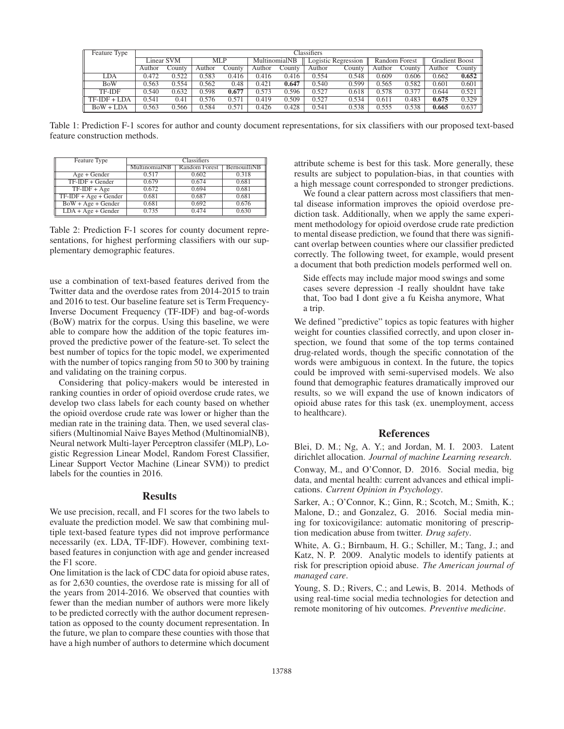| Feature Type | Classifiers | | | | | | | | | | | |
|---|---|---|---|---|---|---|---|---|---|---|---|---|
| | Linear SVM | | MLP | | MultinomialNB | | Logistic Regression | | Random Forest | | Gradient Boost | |
| | Author | County | Author | County | Author | County | Author | County | Author | County | Author | County |
| LDA | 0.472 | 0.522 | 0.583 | 0.416 | 0.416 | 0.416 | 0.554 | 0.548 | 0.609 | 0.606 | 0.662 | **0.652** |
| BoW | 0.563 | 0.554 | 0.562 | 0.48 | 0.421 | **0.647** | 0.540 | 0.599 | 0.565 | 0.582 | 0.601 | 0.601 |
| TF-IDF | 0.540 | 0.632 | 0.598 | **0.677** | 0.573 | 0.596 | 0.527 | 0.618 | 0.578 | 0.377 | 0.644 | 0.521 |
| TF-IDF + LDA | 0.541 | 0.41 | 0.576 | 0.571 | 0.419 | 0.509 | 0.527 | 0.534 | 0.611 | 0.483 | **0.675** | 0.329 |
| BoW + LDA | 0.563 | 0.566 | 0.584 | 0.571 | 0.426 | 0.428 | 0.541 | 0.538 | 0.555 | 0.538 | **0.665** | 0.637 |

Table 1: Prediction F-1 scores for author and county document representations, for six classifiers with our proposed text-based feature construction methods.

| Feature Type | Classifiers | | |
|---|---|---|---|
| | MultinomialNB | Random Forest | BernouilliNB |
| Age + Gender | 0.517 | 0.602 | 0.318 |
| TF-IDF + Gender | 0.679 | 0.674 | 0.681 |
| TF-IDF + Age | 0.672 | 0.694 | 0.681 |
| TF-IDF + Age + Gender | 0.681 | 0.687 | 0.681 |
| BoW + Age + Gender | 0.681 | 0.692 | 0.676 |
| LDA + Age + Gender | 0.735 | 0.474 | 0.630 |

Table 2: Prediction F-1 scores for county document representations, for highest performing classifiers with our supplementary demographic features.

use a combination of text-based features derived from the Twitter data and the overdose rates from 2014-2015 to train and 2016 to test. Our baseline feature set is Term Frequency-Inverse Document Frequency (TF-IDF) and bag-of-words (BoW) matrix for the corpus. Using this baseline, we were able to compare how the addition of the topic features improved the predictive power of the feature-set. To select the best number of topics for the topic model, we experimented with the number of topics ranging from 50 to 300 by training and validating on the training corpus.

Considering that policy-makers would be interested in ranking counties in order of opioid overdose crude rates, we develop two class labels for each county based on whether the opioid overdose crude rate was lower or higher than the median rate in the training data. Then, we used several classifiers (Multinomial Naive Bayes Method (MultinomialNB), Neural network Multi-layer Perceptron classifer (MLP), Logistic Regression Linear Model, Random Forest Classifier, Linear Support Vector Machine (Linear SVM)) to predict labels for the counties in 2016.

## Results

We use precision, recall, and F1 scores for the two labels to evaluate the prediction model. We saw that combining multiple text-based feature types did not improve performance necessarily (ex. LDA, TF-IDF). However, combining text-based features in conjunction with age and gender increased the F1 score.

One limitation is the lack of CDC data for opioid abuse rates, as for 2,630 counties, the overdose rate is missing for all of the years from 2014-2016. We observed that counties with fewer than the median number of authors were more likely to be predicted correctly with the author document representation as opposed to the county document representation. In the future, we plan to compare these counties with those that have a high number of authors to determine which document attribute scheme is best for this task. More generally, these results are subject to population-bias, in that counties with a high message count corresponded to stronger predictions.

We found a clear pattern across most classifiers that mental disease information improves the opioid overdose prediction task. Additionally, when we apply the same experiment methodology for opioid overdose crude rate prediction to mental disease prediction, we found that there was significant overlap between counties where our classifier predicted correctly. The following tweet, for example, would present a document that both prediction models performed well on.

> Side effects may include major mood swings and some cases severe depression -I really shouldnt have take that, Too bad I dont give a fu Keisha anymore, What a trip.

We defined "predictive" topics as topic features with higher weight for counties classified correctly, and upon closer inspection, we found that some of the top terms contained drug-related words, though the specific connotation of the words were ambiguous in context. In the future, the topics could be improved with semi-supervised models. We also found that demographic features dramatically improved our results, so we will expand the use of known indicators of opioid abuse rates for this task (ex. unemployment, access to healthcare).

## References

Blei, D. M.; Ng, A. Y.; and Jordan, M. I. 2003. Latent dirichlet allocation. *Journal of machine Learning research*.

Conway, M., and O'Connor, D. 2016. Social media, big data, and mental health: current advances and ethical implications. *Current Opinion in Psychology*.

Sarker, A.; O'Connor, K.; Ginn, R.; Scotch, M.; Smith, K.; Malone, D.; and Gonzalez, G. 2016. Social media mining for toxicovigilance: automatic monitoring of prescription medication abuse from twitter. *Drug safety*.

White, A. G.; Birnbaum, H. G.; Schiller, M.; Tang, J.; and Katz, N. P. 2009. Analytic models to identify patients at risk for prescription opioid abuse. *The American journal of managed care*.

Young, S. D.; Rivers, C.; and Lewis, B. 2014. Methods of using real-time social media technologies for detection and remote monitoring of hiv outcomes. *Preventive medicine*.